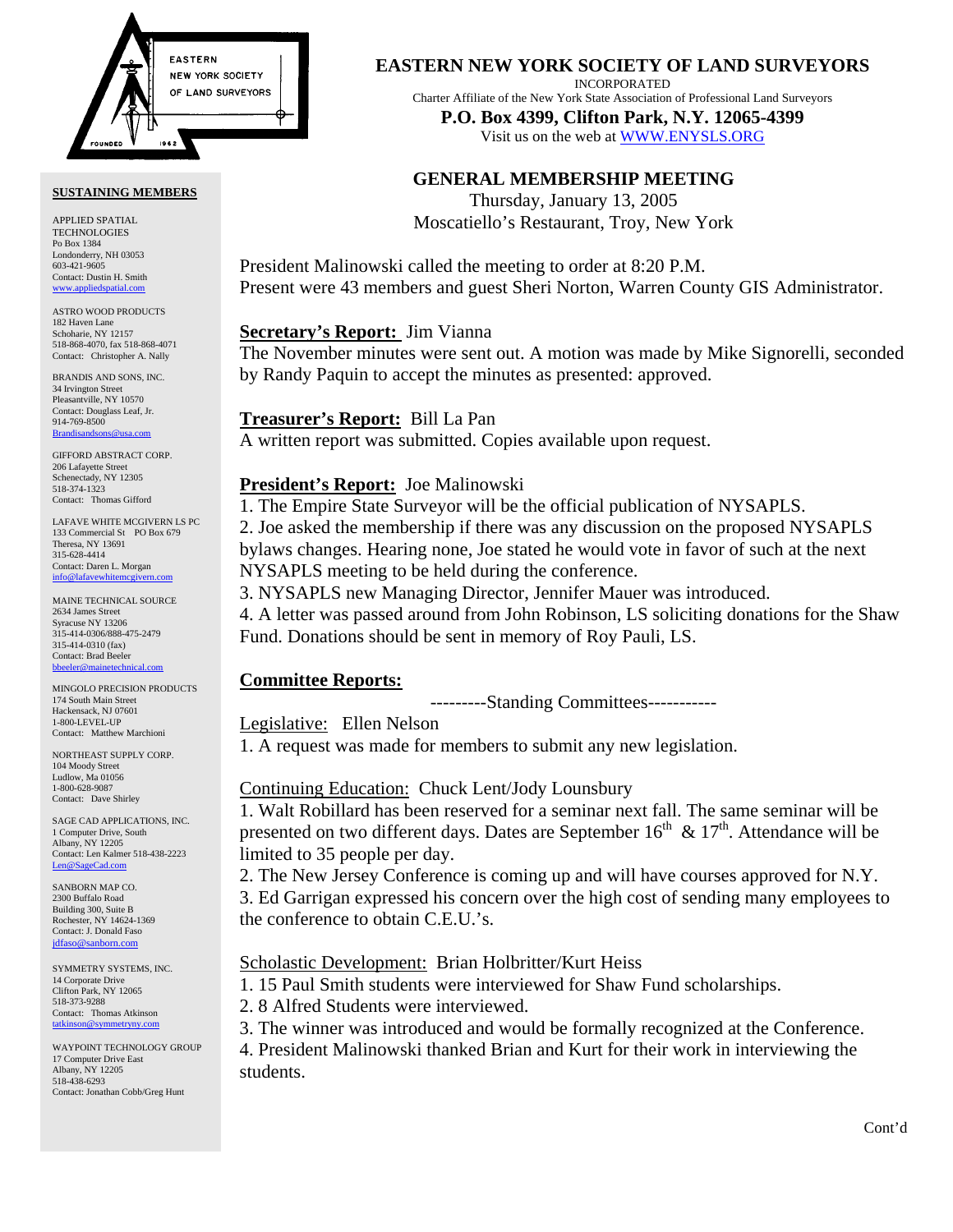EASTERN NEW YORK SOCIETY OF LAND SURVEYORS

FOUNDED 1962

# EASTERN NEW YORK SOCIETY OF LAND SURVEYORS

INCORPORATED

Charter Affiliate of the New York State Association of Professional Land Surveyors

**P.O. Box 4399, Clifton Park, N.Y. 12065-4399**

Visit us on the web at WWW.ENYSLS.ORG

**SUSTAINING MEMBERS**

APPLIED SPATIAL TECHNOLOGIES
Po Box 1384
Londonderry, NH 03053
603-421-9605
Contact: Dustin H. Smith
www.appliedspatial.com

ASTRO WOOD PRODUCTS
182 Haven Lane
Schoharie, NY 12157
518-868-4070, fax 518-868-4071
Contact: Christopher A. Nally

BRANDIS AND SONS, INC.
34 Irvington Street
Pleasantville, NY 10570
Contact: Douglass Leaf, Jr.
914-769-8500
Brandisandsons@usa.com

GIFFORD ABSTRACT CORP.
206 Lafayette Street
Schenectady, NY 12305
518-374-1323
Contact: Thomas Gifford

LAFAVE WHITE MCGIVERN LS PC
133 Commercial St PO Box 679
Theresa, NY 13691
315-628-4414
Contact: Daren L. Morgan
info@lafavewhitemcgivern.com

MAINE TECHNICAL SOURCE
2634 James Street
Syracuse NY 13206
315-414-0306/888-475-2479
315-414-0310 (fax)
Contact: Brad Beeler
bbeeler@mainetechnical.com

MINGOLO PRECISION PRODUCTS
174 South Main Street
Hackensack, NJ 07601
1-800-LEVEL-UP
Contact: Matthew Marchioni

NORTHEAST SUPPLY CORP.
104 Moody Street
Ludlow, Ma 01056
1-800-628-9087
Contact: Dave Shirley

SAGE CAD APPLICATIONS, INC.
1 Computer Drive, South
Albany, NY 12205
Contact: Len Kalmer 518-438-2223
Len@SageCad.com

SANBORN MAP CO.
2300 Buffalo Road
Building 300, Suite B
Rochester, NY 14624-1369
Contact: J. Donald Faso
jdfaso@sanborn.com

SYMMETRY SYSTEMS, INC.
14 Corporate Drive
Clifton Park, NY 12065
518-373-9288
Contact: Thomas Atkinson
tatkinson@symmetryny.com

WAYPOINT TECHNOLOGY GROUP
17 Computer Drive East
Albany, NY 12205
518-438-6293
Contact: Jonathan Cobb/Greg Hunt

## GENERAL MEMBERSHIP MEETING

Thursday, January 13, 2005

Moscatiello's Restaurant, Troy, New York

President Malinowski called the meeting to order at 8:20 P.M.
Present were 43 members and guest Sheri Norton, Warren County GIS Administrator.

**Secretary's Report:** Jim Vianna

The November minutes were sent out. A motion was made by Mike Signorelli, seconded by Randy Paquin to accept the minutes as presented: approved.

**Treasurer's Report:** Bill La Pan

A written report was submitted. Copies available upon request.

**President's Report:** Joe Malinowski

1. The Empire State Surveyor will be the official publication of NYSAPLS.
2. Joe asked the membership if there was any discussion on the proposed NYSAPLS bylaws changes. Hearing none, Joe stated he would vote in favor of such at the next NYSAPLS meeting to be held during the conference.
3. NYSAPLS new Managing Director, Jennifer Mauer was introduced.
4. A letter was passed around from John Robinson, LS soliciting donations for the Shaw Fund. Donations should be sent in memory of Roy Pauli, LS.

**Committee Reports:**

---------Standing Committees-----------

Legislative: Ellen Nelson

1. A request was made for members to submit any new legislation.

Continuing Education: Chuck Lent/Jody Lounsbury

1. Walt Robillard has been reserved for a seminar next fall. The same seminar will be presented on two different days. Dates are September 16th & 17th. Attendance will be limited to 35 people per day.
2. The New Jersey Conference is coming up and will have courses approved for N.Y.
3. Ed Garrigan expressed his concern over the high cost of sending many employees to the conference to obtain C.E.U.'s.

Scholastic Development: Brian Holbritter/Kurt Heiss

1. 15 Paul Smith students were interviewed for Shaw Fund scholarships.
2. 8 Alfred Students were interviewed.
3. The winner was introduced and would be formally recognized at the Conference.
4. President Malinowski thanked Brian and Kurt for their work in interviewing the students.

Cont'd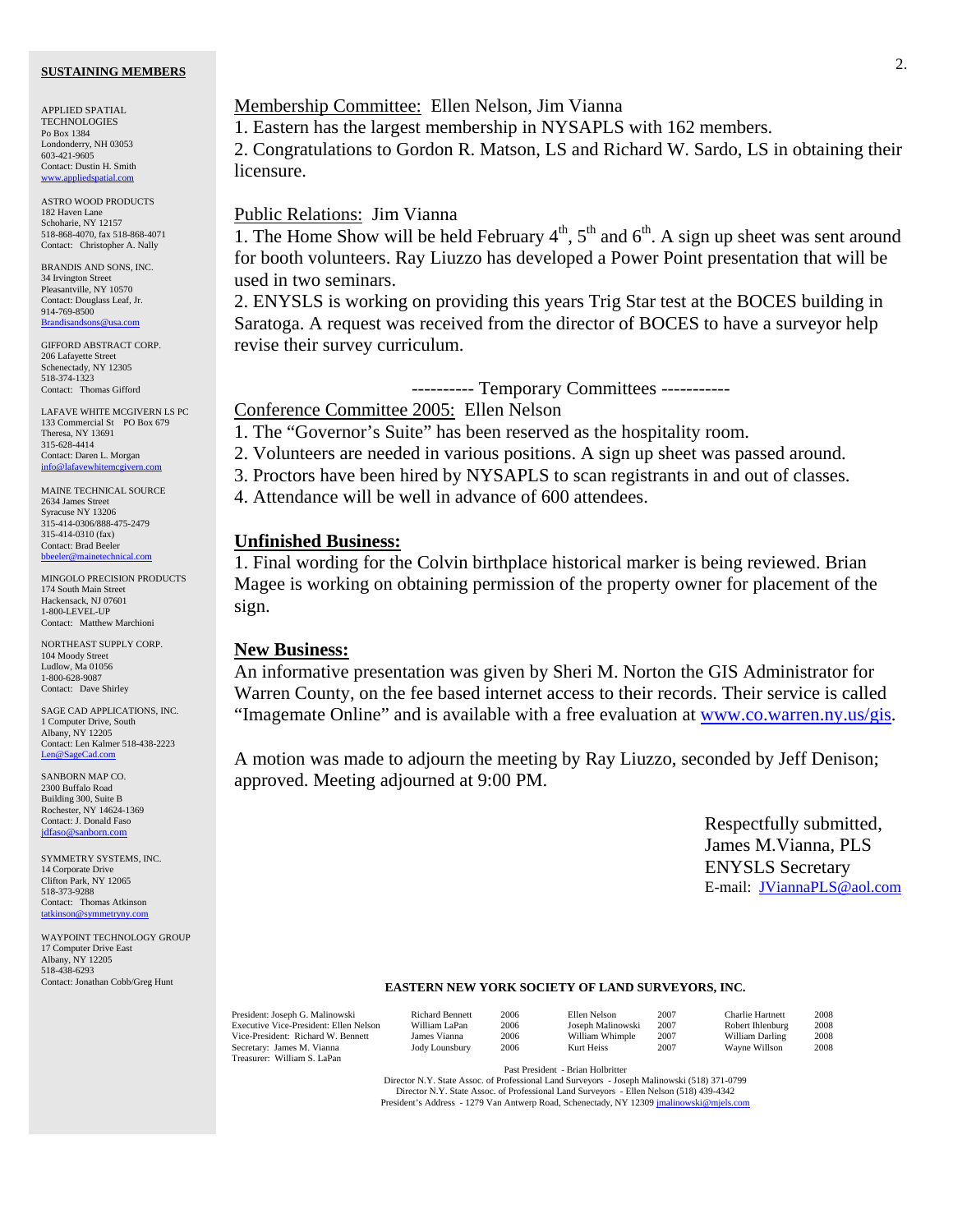**SUSTAINING MEMBERS**

APPLIED SPATIAL TECHNOLOGIES
Po Box 1384
Londonderry, NH 03053
603-421-9605
Contact: Dustin H. Smith
www.appliedspatial.com

ASTRO WOOD PRODUCTS
182 Haven Lane
Schoharie, NY 12157
518-868-4070, fax 518-868-4071
Contact: Christopher A. Nally

BRANDIS AND SONS, INC.
34 Irvington Street
Pleasantville, NY 10570
Contact: Douglass Leaf, Jr.
914-769-8500
Brandisandsons@usa.com

GIFFORD ABSTRACT CORP.
206 Lafayette Street
Schenectady, NY 12305
518-374-1323
Contact: Thomas Gifford

LAFAVE WHITE MCGIVERN LS PC
133 Commercial St PO Box 679
Theresa, NY 13691
315-628-4414
Contact: Daren L. Morgan
info@lafavewhitemcgivern.com

MAINE TECHNICAL SOURCE
2634 James Street
Syracuse NY 13206
315-414-0306/888-475-2479
315-414-0310 (fax)
Contact: Brad Beeler
bbeeler@mainetechnical.com

MINGOLO PRECISION PRODUCTS
174 South Main Street
Hackensack, NJ 07601
1-800-LEVEL-UP
Contact: Matthew Marchioni

NORTHEAST SUPPLY CORP.
104 Moody Street
Ludlow, Ma 01056
1-800-628-9087
Contact: Dave Shirley

SAGE CAD APPLICATIONS, INC.
1 Computer Drive, South
Albany, NY 12205
Contact: Len Kalmer 518-438-2223
Len@SageCad.com

SANBORN MAP CO.
2300 Buffalo Road
Building 300, Suite B
Rochester, NY 14624-1369
Contact: J. Donald Faso
jdfaso@sanborn.com

SYMMETRY SYSTEMS, INC.
14 Corporate Drive
Clifton Park, NY 12065
518-373-9288
Contact: Thomas Atkinson
tatkinson@symmetryny.com

WAYPOINT TECHNOLOGY GROUP
17 Computer Drive East
Albany, NY 12205
518-438-6293
Contact: Jonathan Cobb/Greg Hunt

Membership Committee: Ellen Nelson, Jim Vianna
1. Eastern has the largest membership in NYSAPLS with 162 members.
2. Congratulations to Gordon R. Matson, LS and Richard W. Sardo, LS in obtaining their licensure.

Public Relations: Jim Vianna
1. The Home Show will be held February 4th, 5th and 6th. A sign up sheet was sent around for booth volunteers. Ray Liuzzo has developed a Power Point presentation that will be used in two seminars.
2. ENYSLS is working on providing this years Trig Star test at the BOCES building in Saratoga. A request was received from the director of BOCES to have a surveyor help revise their survey curriculum.

---------- Temporary Committees -----------

Conference Committee 2005: Ellen Nelson
1. The "Governor's Suite" has been reserved as the hospitality room.
2. Volunteers are needed in various positions. A sign up sheet was passed around.
3. Proctors have been hired by NYSAPLS to scan registrants in and out of classes.
4. Attendance will be well in advance of 600 attendees.

**Unfinished Business:**
1. Final wording for the Colvin birthplace historical marker is being reviewed. Brian Magee is working on obtaining permission of the property owner for placement of the sign.

**New Business:**
An informative presentation was given by Sheri M. Norton the GIS Administrator for Warren County, on the fee based internet access to their records. Their service is called "Imagemate Online" and is available with a free evaluation at www.co.warren.ny.us/gis.

A motion was made to adjourn the meeting by Ray Liuzzo, seconded by Jeff Denison; approved. Meeting adjourned at 9:00 PM.

Respectfully submitted,
James M.Vianna, PLS
ENYSLS Secretary
E-mail: JViannaPLS@aol.com

**EASTERN NEW YORK SOCIETY OF LAND SURVEYORS, INC.**

| | | | | | | |
|---|---|---|---|---|---|---|
| President: Joseph G. Malinowski | Richard Bennett | 2006 | Ellen Nelson | 2007 | Charlie Hartnett | 2008 |
| Executive Vice-President: Ellen Nelson | William LaPan | 2006 | Joseph Malinowski | 2007 | Robert Ihlenburg | 2008 |
| Vice-President: Richard W. Bennett | James Vianna | 2006 | William Whimple | 2007 | William Darling | 2008 |
| Secretary: James M. Vianna | Jody Lounsbury | 2006 | Kurt Heiss | 2007 | Wayne Willson | 2008 |
| Treasurer: William S. LaPan | | | | | | |

Past President - Brian Holbritter
Director N.Y. State Assoc. of Professional Land Surveyors - Joseph Malinowski (518) 371-0799
Director N.Y. State Assoc. of Professional Land Surveyors - Ellen Nelson (518) 439-4342
President's Address - 1279 Van Antwerp Road, Schenectady, NY 12309 jmalinowski@mjels.com